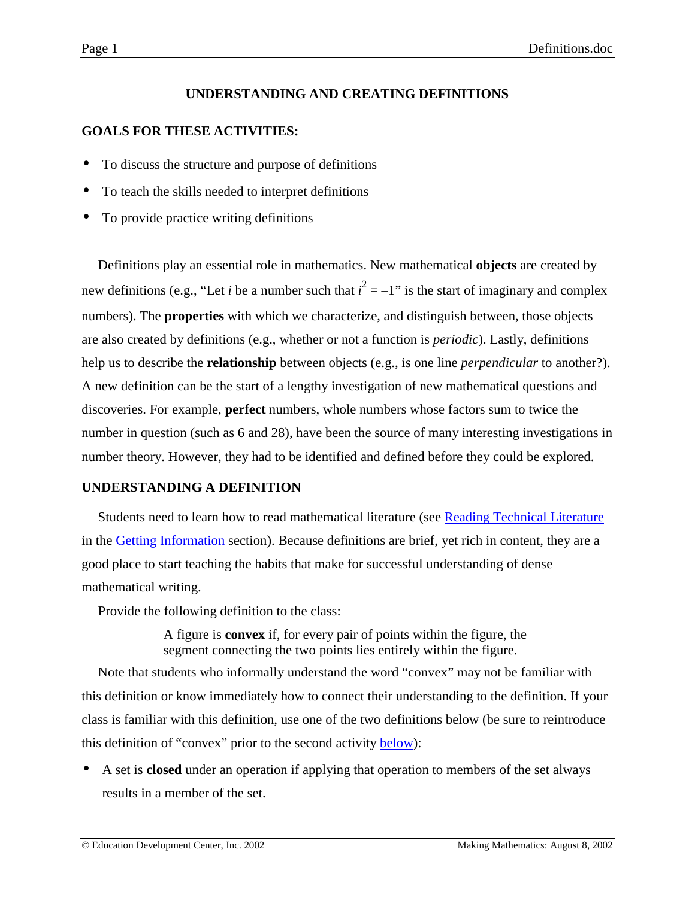# UNDERSTANDING AND CREATING DEFINITIONS

## GOALS FOR THESE ACTIVITIES:

- To discuss the structure and purpose of definitions
- To teach the skills needed to interpret definitions
- To provide practice writing definitions

Definitions play an essential role in mathematics. New mathematical **objects** are created by new definitions (e.g., "Let *i* be a number such that $i^2 = -1$" is the start of imaginary and complex numbers). The **properties** with which we characterize, and distinguish between, those objects are also created by definitions (e.g., whether or not a function is *periodic*). Lastly, definitions help us to describe the **relationship** between objects (e.g., is one line *perpendicular* to another?). A new definition can be the start of a lengthy investigation of new mathematical questions and discoveries. For example, **perfect** numbers, whole numbers whose factors sum to twice the number in question (such as 6 and 28), have been the source of many interesting investigations in number theory. However, they had to be identified and defined before they could be explored.

## UNDERSTANDING A DEFINITION

Students need to learn how to read mathematical literature (see Reading Technical Literature in the Getting Information section). Because definitions are brief, yet rich in content, they are a good place to start teaching the habits that make for successful understanding of dense mathematical writing.

Provide the following definition to the class:

> A figure is **convex** if, for every pair of points within the figure, the segment connecting the two points lies entirely within the figure.

Note that students who informally understand the word "convex" may not be familiar with this definition or know immediately how to connect their understanding to the definition. If your class is familiar with this definition, use one of the two definitions below (be sure to reintroduce this definition of "convex" prior to the second activity below):

- A set is **closed** under an operation if applying that operation to members of the set always results in a member of the set.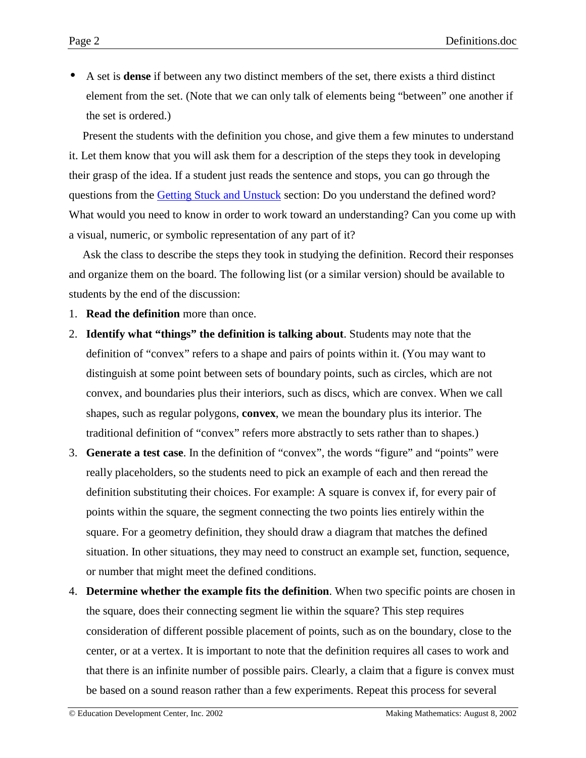- A set is **dense** if between any two distinct members of the set, there exists a third distinct element from the set. (Note that we can only talk of elements being "between" one another if the set is ordered.)

Present the students with the definition you chose, and give them a few minutes to understand it. Let them know that you will ask them for a description of the steps they took in developing their grasp of the idea. If a student just reads the sentence and stops, you can go through the questions from the Getting Stuck and Unstuck section: Do you understand the defined word? What would you need to know in order to work toward an understanding? Can you come up with a visual, numeric, or symbolic representation of any part of it?

Ask the class to describe the steps they took in studying the definition. Record their responses and organize them on the board. The following list (or a similar version) should be available to students by the end of the discussion:

1. **Read the definition** more than once.
2. **Identify what "things" the definition is talking about**. Students may note that the definition of "convex" refers to a shape and pairs of points within it. (You may want to distinguish at some point between sets of boundary points, such as circles, which are not convex, and boundaries plus their interiors, such as discs, which are convex. When we call shapes, such as regular polygons, **convex**, we mean the boundary plus its interior. The traditional definition of "convex" refers more abstractly to sets rather than to shapes.)
3. **Generate a test case**. In the definition of "convex", the words "figure" and "points" were really placeholders, so the students need to pick an example of each and then reread the definition substituting their choices. For example: A square is convex if, for every pair of points within the square, the segment connecting the two points lies entirely within the square. For a geometry definition, they should draw a diagram that matches the defined situation. In other situations, they may need to construct an example set, function, sequence, or number that might meet the defined conditions.
4. **Determine whether the example fits the definition**. When two specific points are chosen in the square, does their connecting segment lie within the square? This step requires consideration of different possible placement of points, such as on the boundary, close to the center, or at a vertex. It is important to note that the definition requires all cases to work and that there is an infinite number of possible pairs. Clearly, a claim that a figure is convex must be based on a sound reason rather than a few experiments. Repeat this process for several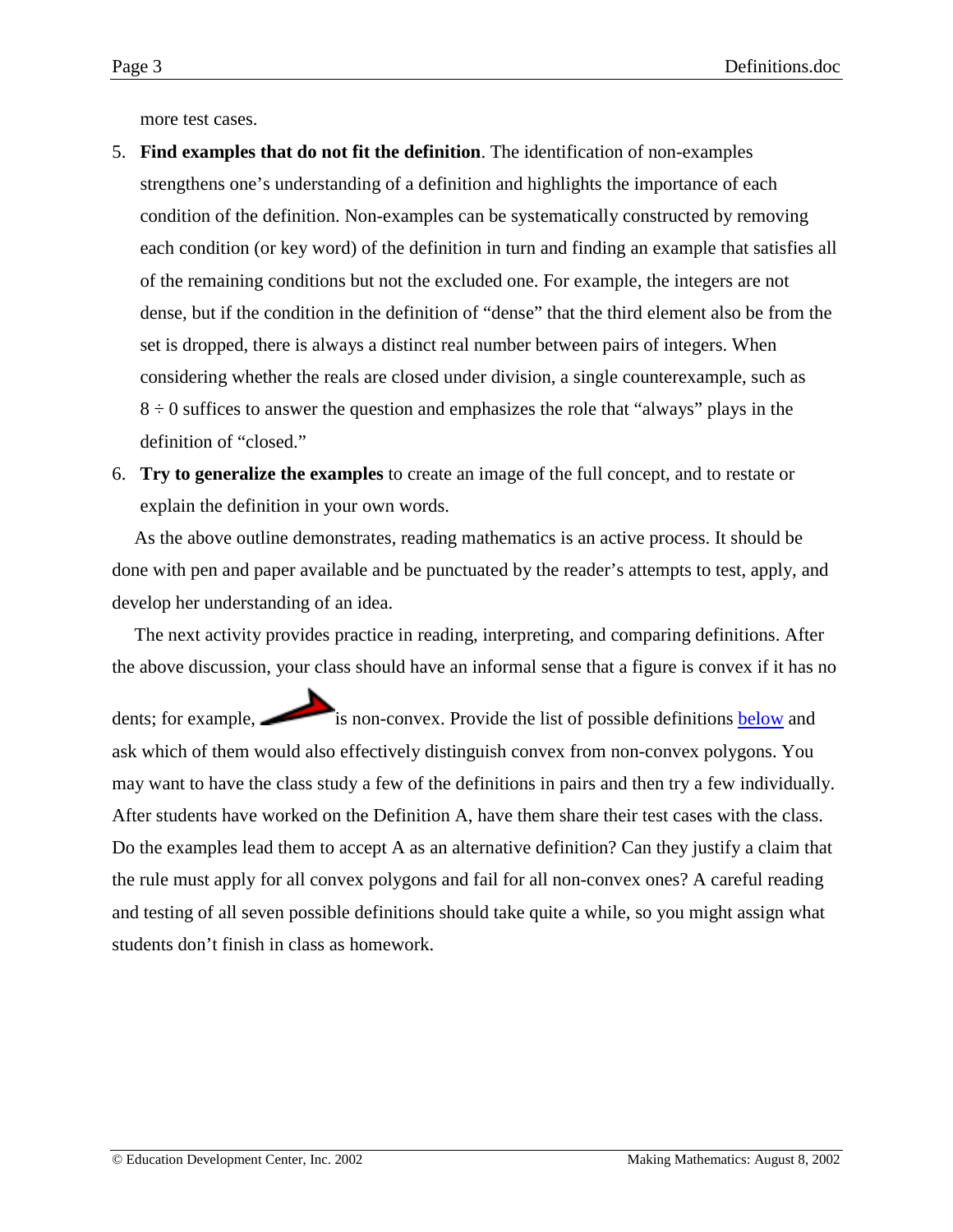more test cases.

5. **Find examples that do not fit the definition**. The identification of non-examples strengthens one's understanding of a definition and highlights the importance of each condition of the definition. Non-examples can be systematically constructed by removing each condition (or key word) of the definition in turn and finding an example that satisfies all of the remaining conditions but not the excluded one. For example, the integers are not dense, but if the condition in the definition of "dense" that the third element also be from the set is dropped, there is always a distinct real number between pairs of integers. When considering whether the reals are closed under division, a single counterexample, such as $8 \div 0$ suffices to answer the question and emphasizes the role that "always" plays in the definition of "closed."
6. **Try to generalize the examples** to create an image of the full concept, and to restate or explain the definition in your own words.

As the above outline demonstrates, reading mathematics is an active process. It should be done with pen and paper available and be punctuated by the reader's attempts to test, apply, and develop her understanding of an idea.

The next activity provides practice in reading, interpreting, and comparing definitions. After the above discussion, your class should have an informal sense that a figure is convex if it has no dents; for example, is non-convex. Provide the list of possible definitions below and ask which of them would also effectively distinguish convex from non-convex polygons. You may want to have the class study a few of the definitions in pairs and then try a few individually. After students have worked on the Definition A, have them share their test cases with the class. Do the examples lead them to accept A as an alternative definition? Can they justify a claim that the rule must apply for all convex polygons and fail for all non-convex ones? A careful reading and testing of all seven possible definitions should take quite a while, so you might assign what students don't finish in class as homework.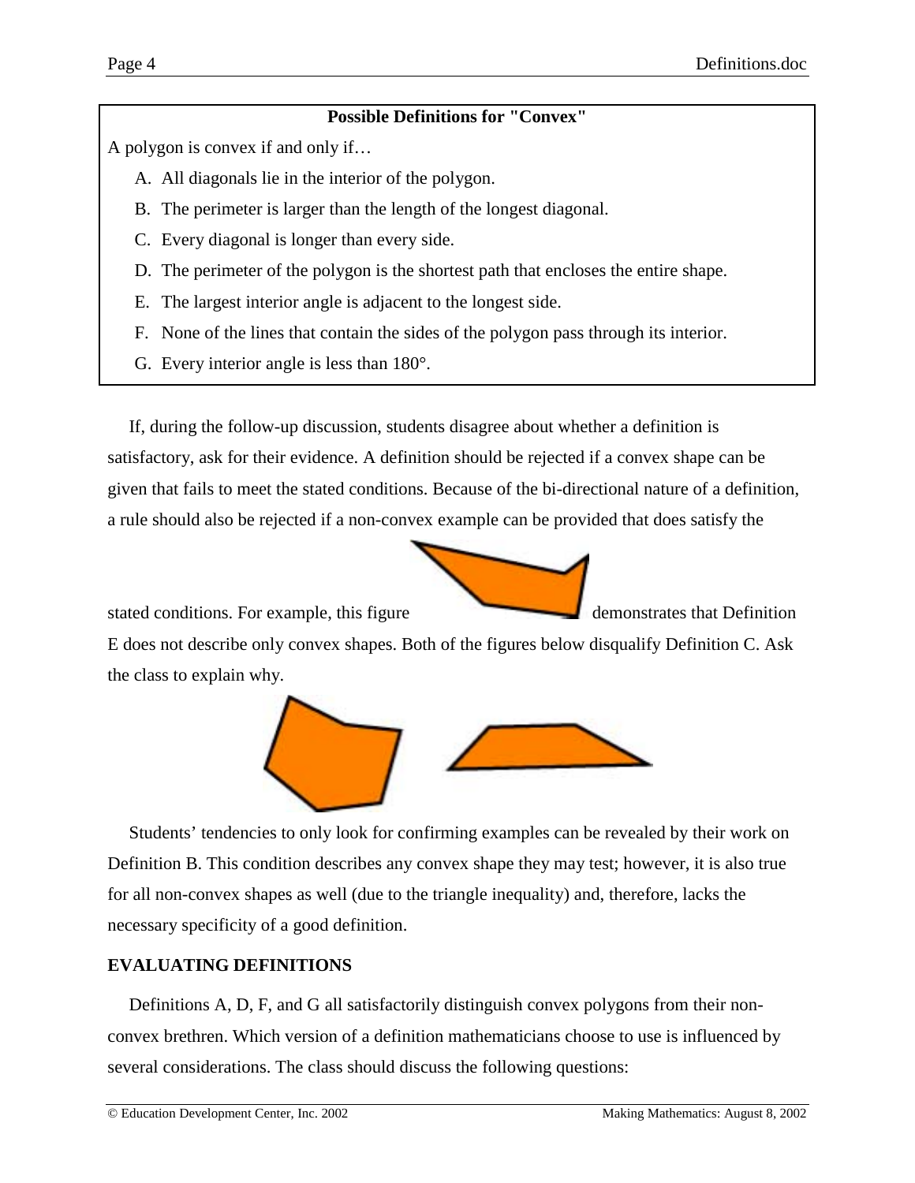**Possible Definitions for "Convex"**

A polygon is convex if and only if…

A. All diagonals lie in the interior of the polygon.

B. The perimeter is larger than the length of the longest diagonal.

C. Every diagonal is longer than every side.

D. The perimeter of the polygon is the shortest path that encloses the entire shape.

E. The largest interior angle is adjacent to the longest side.

F. None of the lines that contain the sides of the polygon pass through its interior.

G. Every interior angle is less than 180°.

If, during the follow-up discussion, students disagree about whether a definition is satisfactory, ask for their evidence. A definition should be rejected if a convex shape can be given that fails to meet the stated conditions. Because of the bi-directional nature of a definition, a rule should also be rejected if a non-convex example can be provided that does satisfy the stated conditions. For example, this figure demonstrates that Definition E does not describe only convex shapes. Both of the figures below disqualify Definition C. Ask the class to explain why.

Students' tendencies to only look for confirming examples can be revealed by their work on Definition B. This condition describes any convex shape they may test; however, it is also true for all non-convex shapes as well (due to the triangle inequality) and, therefore, lacks the necessary specificity of a good definition.

## EVALUATING DEFINITIONS

Definitions A, D, F, and G all satisfactorily distinguish convex polygons from their non-convex brethren. Which version of a definition mathematicians choose to use is influenced by several considerations. The class should discuss the following questions: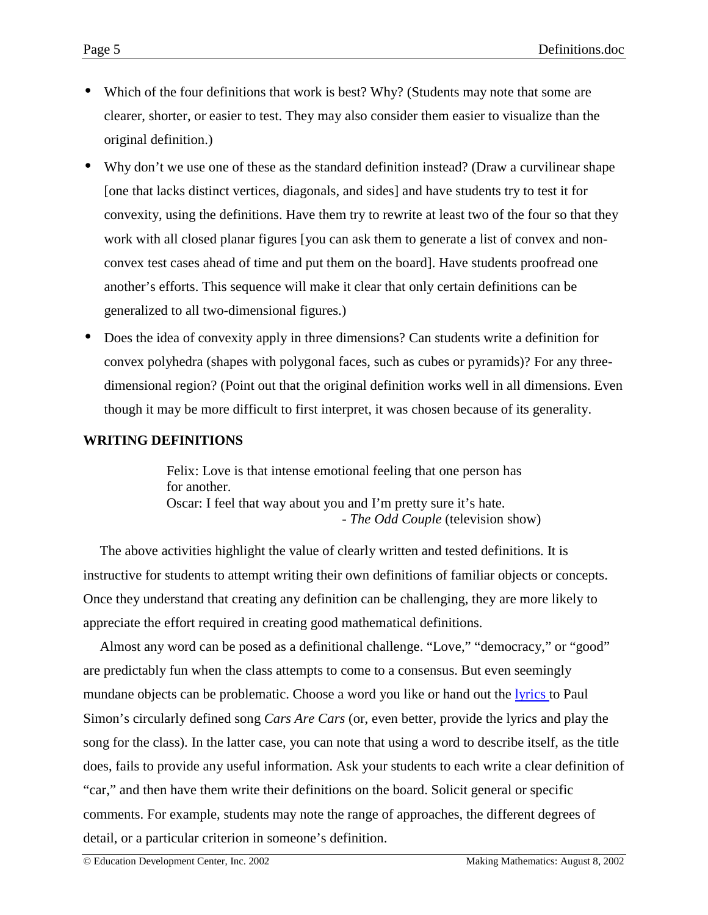- Which of the four definitions that work is best? Why? (Students may note that some are clearer, shorter, or easier to test. They may also consider them easier to visualize than the original definition.)
- Why don't we use one of these as the standard definition instead? (Draw a curvilinear shape [one that lacks distinct vertices, diagonals, and sides] and have students try to test it for convexity, using the definitions. Have them try to rewrite at least two of the four so that they work with all closed planar figures [you can ask them to generate a list of convex and non-convex test cases ahead of time and put them on the board]. Have students proofread one another's efforts. This sequence will make it clear that only certain definitions can be generalized to all two-dimensional figures.)
- Does the idea of convexity apply in three dimensions? Can students write a definition for convex polyhedra (shapes with polygonal faces, such as cubes or pyramids)? For any three-dimensional region? (Point out that the original definition works well in all dimensions. Even though it may be more difficult to first interpret, it was chosen because of its generality.

## WRITING DEFINITIONS

> Felix: Love is that intense emotional feeling that one person has for another.
> Oscar: I feel that way about you and I'm pretty sure it's hate.
> \- *The Odd Couple* (television show)

The above activities highlight the value of clearly written and tested definitions. It is instructive for students to attempt writing their own definitions of familiar objects or concepts. Once they understand that creating any definition can be challenging, they are more likely to appreciate the effort required in creating good mathematical definitions.

Almost any word can be posed as a definitional challenge. "Love," "democracy," or "good" are predictably fun when the class attempts to come to a consensus. But even seemingly mundane objects can be problematic. Choose a word you like or hand out the lyrics to Paul Simon's circularly defined song *Cars Are Cars* (or, even better, provide the lyrics and play the song for the class). In the latter case, you can note that using a word to describe itself, as the title does, fails to provide any useful information. Ask your students to each write a clear definition of "car," and then have them write their definitions on the board. Solicit general or specific comments. For example, students may note the range of approaches, the different degrees of detail, or a particular criterion in someone's definition.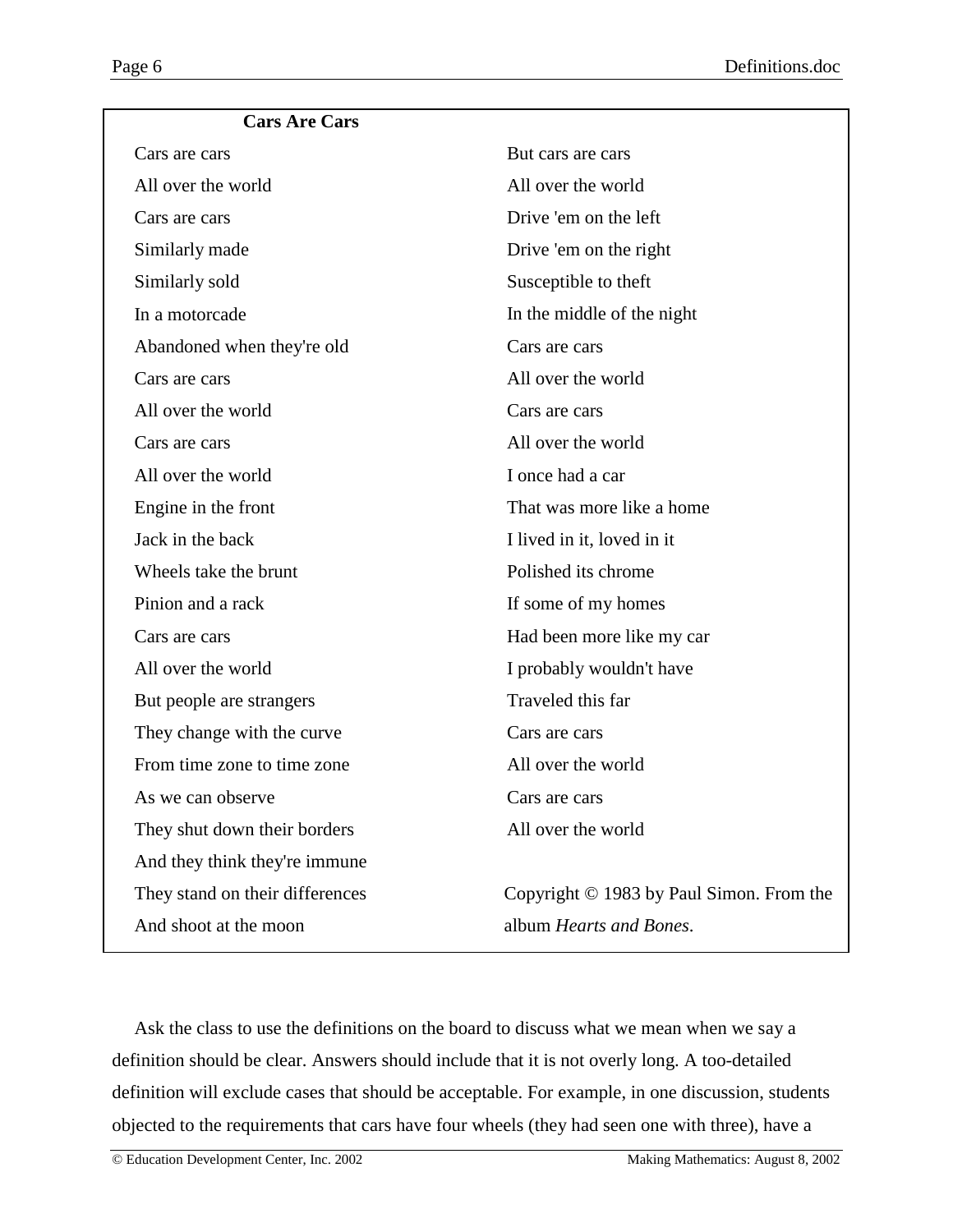**Cars Are Cars**

Cars are cars
All over the world
Cars are cars
Similarly made
Similarly sold
In a motorcade
Abandoned when they're old
Cars are cars
All over the world
Cars are cars
All over the world
Engine in the front
Jack in the back
Wheels take the brunt
Pinion and a rack
Cars are cars
All over the world
But people are strangers
They change with the curve
From time zone to time zone
As we can observe
They shut down their borders
And they think they're immune
They stand on their differences
And shoot at the moon

But cars are cars
All over the world
Drive 'em on the left
Drive 'em on the right
Susceptible to theft
In the middle of the night
Cars are cars
All over the world
Cars are cars
All over the world
I once had a car
That was more like a home
I lived in it, loved in it
Polished its chrome
If some of my homes
Had been more like my car
I probably wouldn't have
Traveled this far
Cars are cars
All over the world
Cars are cars
All over the world

Copyright © 1983 by Paul Simon. From the album *Hearts and Bones*.

Ask the class to use the definitions on the board to discuss what we mean when we say a definition should be clear. Answers should include that it is not overly long. A too-detailed definition will exclude cases that should be acceptable. For example, in one discussion, students objected to the requirements that cars have four wheels (they had seen one with three), have a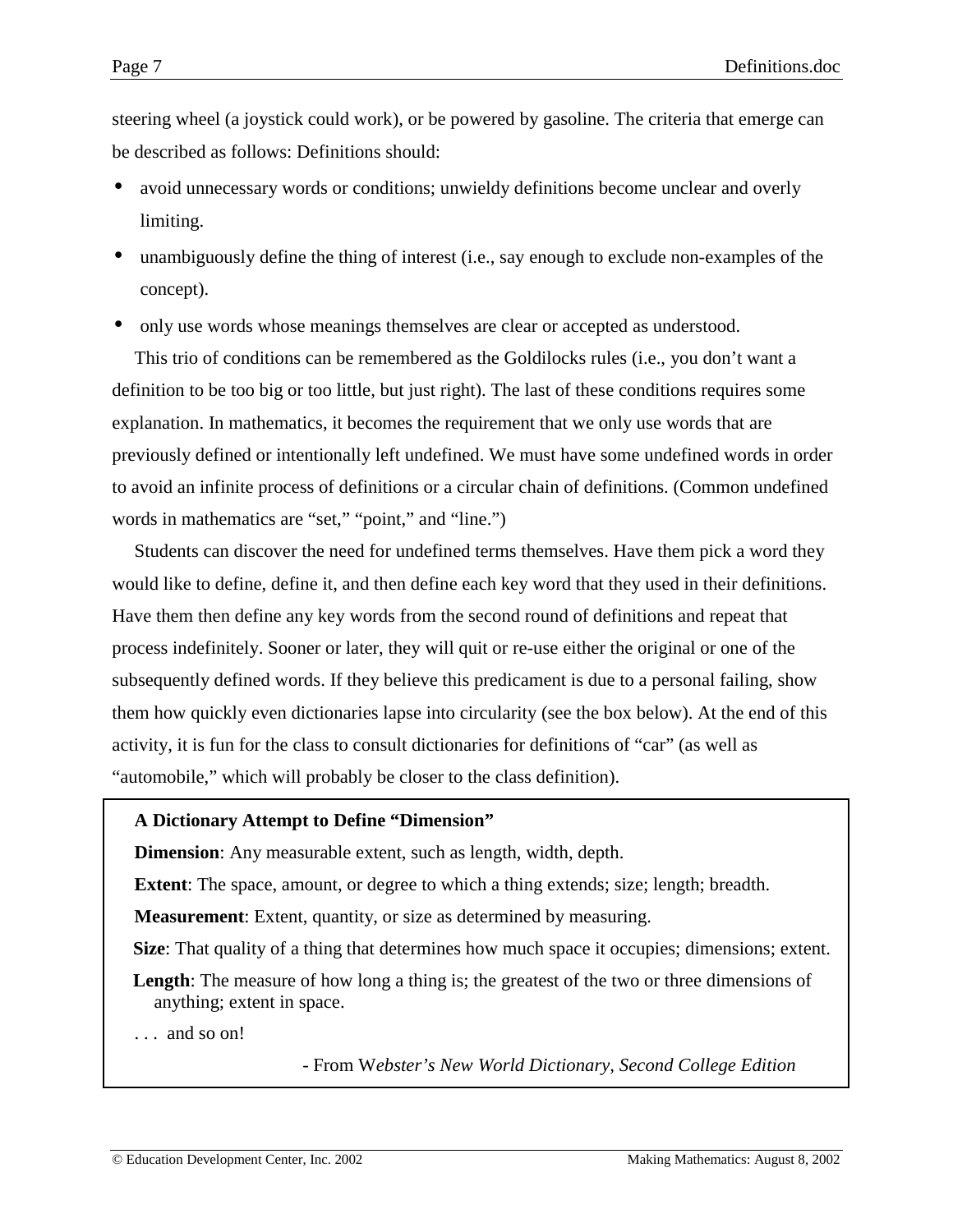steering wheel (a joystick could work), or be powered by gasoline. The criteria that emerge can be described as follows: Definitions should:

- avoid unnecessary words or conditions; unwieldy definitions become unclear and overly limiting.
- unambiguously define the thing of interest (i.e., say enough to exclude non-examples of the concept).
- only use words whose meanings themselves are clear or accepted as understood.

This trio of conditions can be remembered as the Goldilocks rules (i.e., you don't want a definition to be too big or too little, but just right). The last of these conditions requires some explanation. In mathematics, it becomes the requirement that we only use words that are previously defined or intentionally left undefined. We must have some undefined words in order to avoid an infinite process of definitions or a circular chain of definitions. (Common undefined words in mathematics are "set," "point," and "line.")

Students can discover the need for undefined terms themselves. Have them pick a word they would like to define, define it, and then define each key word that they used in their definitions. Have them then define any key words from the second round of definitions and repeat that process indefinitely. Sooner or later, they will quit or re-use either the original or one of the subsequently defined words. If they believe this predicament is due to a personal failing, show them how quickly even dictionaries lapse into circularity (see the box below). At the end of this activity, it is fun for the class to consult dictionaries for definitions of "car" (as well as "automobile," which will probably be closer to the class definition).

> **A Dictionary Attempt to Define "Dimension"**
>
> **Dimension**: Any measurable extent, such as length, width, depth.
>
> **Extent**: The space, amount, or degree to which a thing extends; size; length; breadth.
>
> **Measurement**: Extent, quantity, or size as determined by measuring.
>
> **Size**: That quality of a thing that determines how much space it occupies; dimensions; extent.
>
> **Length**: The measure of how long a thing is; the greatest of the two or three dimensions of anything; extent in space.
>
> . . . and so on!
>
> \- From W*ebster's New World Dictionary, Second College Edition*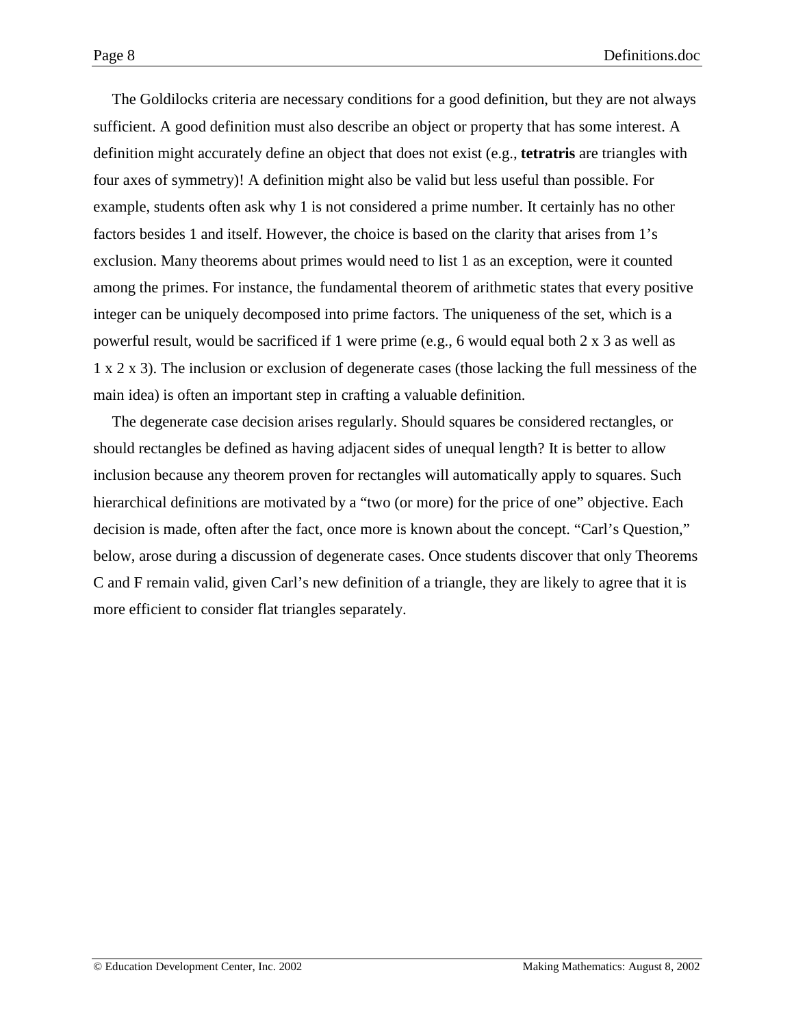The Goldilocks criteria are necessary conditions for a good definition, but they are not always sufficient. A good definition must also describe an object or property that has some interest. A definition might accurately define an object that does not exist (e.g., **tetratris** are triangles with four axes of symmetry)! A definition might also be valid but less useful than possible. For example, students often ask why 1 is not considered a prime number. It certainly has no other factors besides 1 and itself. However, the choice is based on the clarity that arises from 1's exclusion. Many theorems about primes would need to list 1 as an exception, were it counted among the primes. For instance, the fundamental theorem of arithmetic states that every positive integer can be uniquely decomposed into prime factors. The uniqueness of the set, which is a powerful result, would be sacrificed if 1 were prime (e.g., 6 would equal both 2 x 3 as well as 1 x 2 x 3). The inclusion or exclusion of degenerate cases (those lacking the full messiness of the main idea) is often an important step in crafting a valuable definition.

The degenerate case decision arises regularly. Should squares be considered rectangles, or should rectangles be defined as having adjacent sides of unequal length? It is better to allow inclusion because any theorem proven for rectangles will automatically apply to squares. Such hierarchical definitions are motivated by a "two (or more) for the price of one" objective. Each decision is made, often after the fact, once more is known about the concept. "Carl's Question," below, arose during a discussion of degenerate cases. Once students discover that only Theorems C and F remain valid, given Carl's new definition of a triangle, they are likely to agree that it is more efficient to consider flat triangles separately.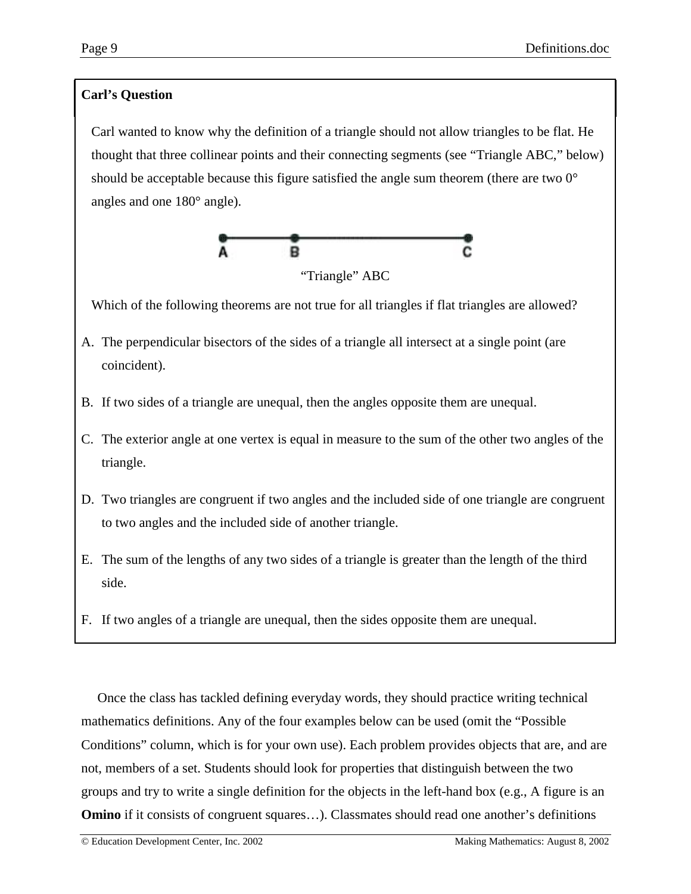**Carl's Question**

Carl wanted to know why the definition of a triangle should not allow triangles to be flat. He thought that three collinear points and their connecting segments (see "Triangle ABC," below) should be acceptable because this figure satisfied the angle sum theorem (there are two 0° angles and one 180° angle).

A B C

"Triangle" ABC

Which of the following theorems are not true for all triangles if flat triangles are allowed?

A. The perpendicular bisectors of the sides of a triangle all intersect at a single point (are coincident).

B. If two sides of a triangle are unequal, then the angles opposite them are unequal.

C. The exterior angle at one vertex is equal in measure to the sum of the other two angles of the triangle.

D. Two triangles are congruent if two angles and the included side of one triangle are congruent to two angles and the included side of another triangle.

E. The sum of the lengths of any two sides of a triangle is greater than the length of the third side.

F. If two angles of a triangle are unequal, then the sides opposite them are unequal.

Once the class has tackled defining everyday words, they should practice writing technical mathematics definitions. Any of the four examples below can be used (omit the "Possible Conditions" column, which is for your own use). Each problem provides objects that are, and are not, members of a set. Students should look for properties that distinguish between the two groups and try to write a single definition for the objects in the left-hand box (e.g., A figure is an **Omino** if it consists of congruent squares…). Classmates should read one another's definitions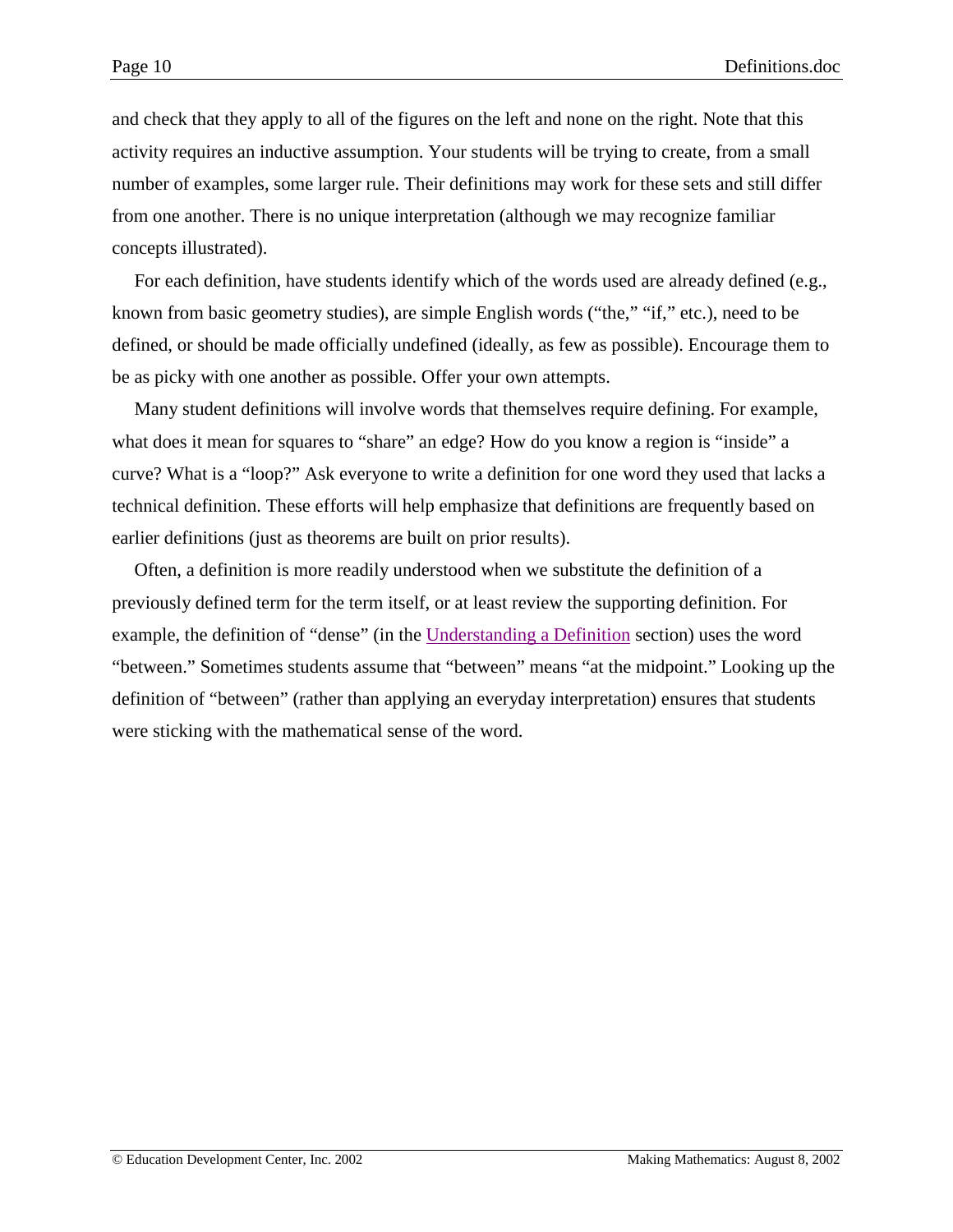and check that they apply to all of the figures on the left and none on the right. Note that this activity requires an inductive assumption. Your students will be trying to create, from a small number of examples, some larger rule. Their definitions may work for these sets and still differ from one another. There is no unique interpretation (although we may recognize familiar concepts illustrated).

For each definition, have students identify which of the words used are already defined (e.g., known from basic geometry studies), are simple English words ("the," "if," etc.), need to be defined, or should be made officially undefined (ideally, as few as possible). Encourage them to be as picky with one another as possible. Offer your own attempts.

Many student definitions will involve words that themselves require defining. For example, what does it mean for squares to "share" an edge? How do you know a region is "inside" a curve? What is a "loop?" Ask everyone to write a definition for one word they used that lacks a technical definition. These efforts will help emphasize that definitions are frequently based on earlier definitions (just as theorems are built on prior results).

Often, a definition is more readily understood when we substitute the definition of a previously defined term for the term itself, or at least review the supporting definition. For example, the definition of "dense" (in the Understanding a Definition section) uses the word "between." Sometimes students assume that "between" means "at the midpoint." Looking up the definition of "between" (rather than applying an everyday interpretation) ensures that students were sticking with the mathematical sense of the word.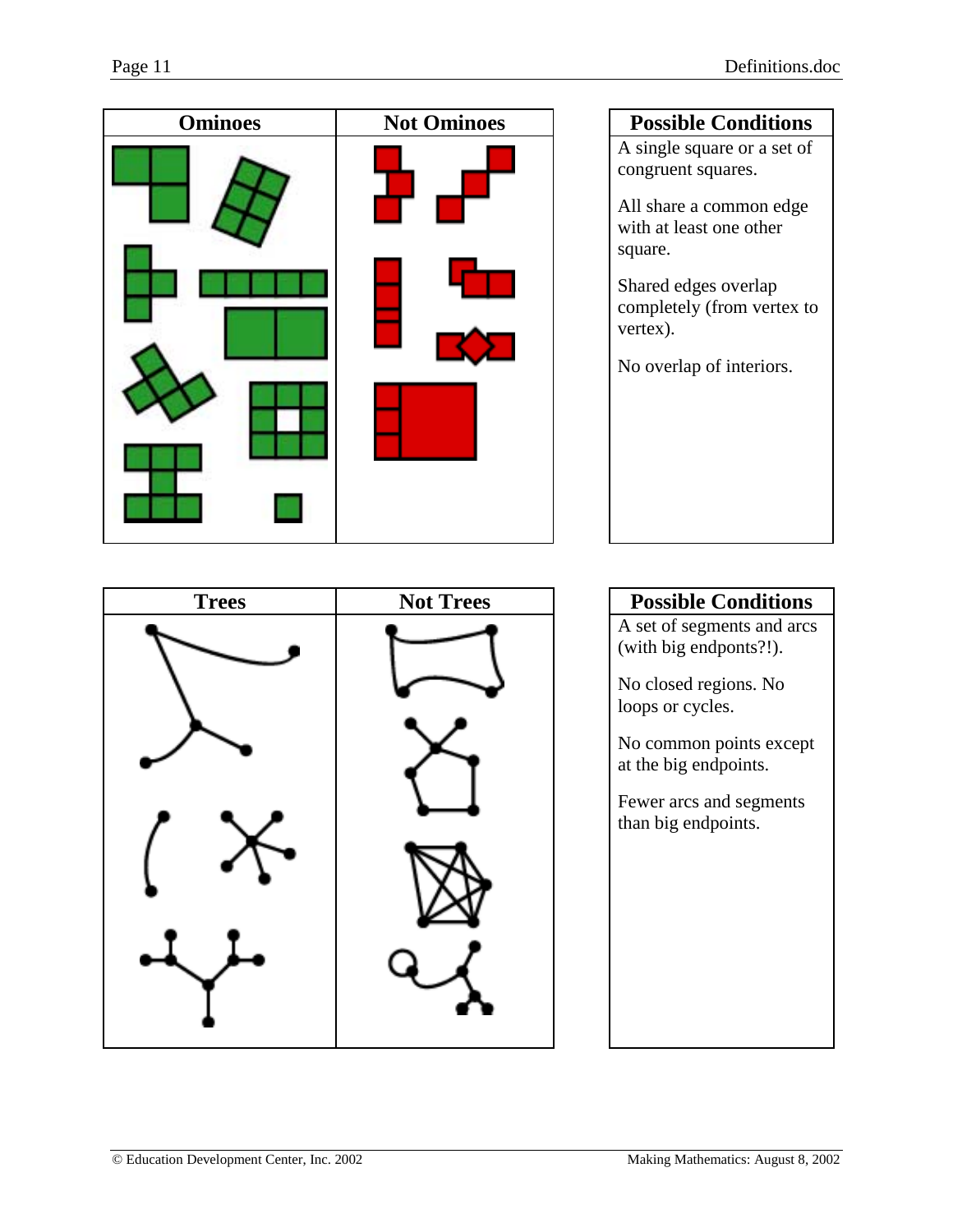| Ominoes | Not Ominoes |
| --- | --- |
| | |

| Possible Conditions |
| --- |
| A single square or a set of congruent squares.<br><br>All share a common edge with at least one other square.<br><br>Shared edges overlap completely (from vertex to vertex).<br><br>No overlap of interiors. |

| Trees | Not Trees |
| --- | --- |
| | |

| Possible Conditions |
| --- |
| A set of segments and arcs (with big endpoints?!).<br><br>No closed regions. No loops or cycles.<br><br>No common points except at the big endpoints.<br><br>Fewer arcs and segments than big endpoints. |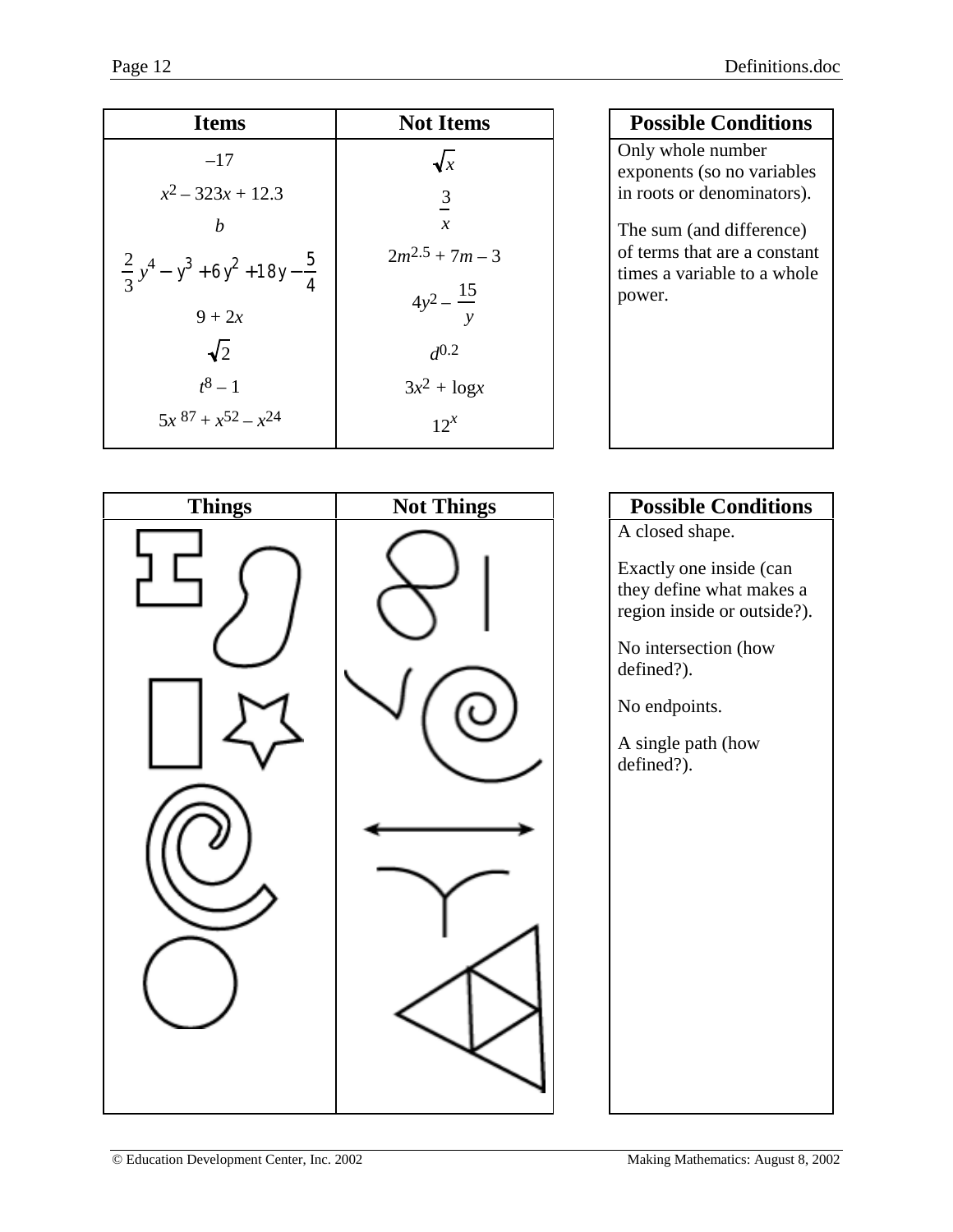| Items | Not Items |
|---|---|
| $-17$ | $\sqrt{x}$ |
| $x^2 - 323x + 12.3$ | $\frac{3}{x}$ |
| $b$ | $2m^{2.5} + 7m - 3$ |
| $\frac{2}{3}y^4 - y^3 + 6y^2 + 18y - \frac{5}{4}$ | $4y^2 - \frac{15}{y}$ |
| $9 + 2x$ | $d^{0.2}$ |
| $\sqrt{2}$ | $3x^2 + \log x$ |
| $t^8 - 1$ | $12^x$ |
| $5x^{87} + x^{52} - x^{24}$ | |

| Possible Conditions |
|---|
| Only whole number exponents (so no variables in roots or denominators).<br><br>The sum (and difference) of terms that are a constant times a variable to a whole power. |

| Things | Not Things |
|---|---|
| | |

| Possible Conditions |
|---|
| A closed shape.<br><br>Exactly one inside (can they define what makes a region inside or outside?).<br><br>No intersection (how defined?).<br><br>No endpoints.<br><br>A single path (how defined?). |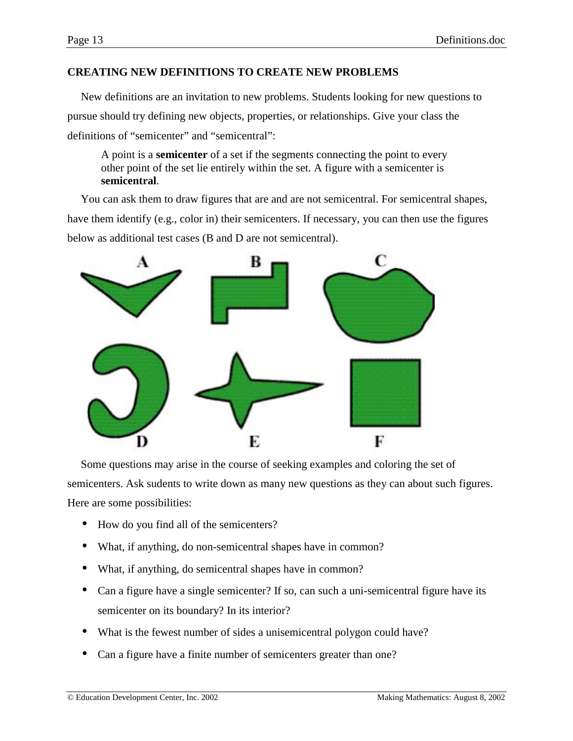**CREATING NEW DEFINITIONS TO CREATE NEW PROBLEMS**

New definitions are an invitation to new problems. Students looking for new questions to pursue should try defining new objects, properties, or relationships. Give your class the definitions of "semicenter" and "semicentral":

> A point is a **semicenter** of a set if the segments connecting the point to every other point of the set lie entirely within the set. A figure with a semicenter is **semicentral**.

You can ask them to draw figures that are and are not semicentral. For semicentral shapes, have them identify (e.g., color in) their semicenters. If necessary, you can then use the figures below as additional test cases (B and D are not semicentral).

A B C

D E F

Some questions may arise in the course of seeking examples and coloring the set of semicenters. Ask sudents to write down as many new questions as they can about such figures. Here are some possibilities:

- How do you find all of the semicenters?
- What, if anything, do non-semicentral shapes have in common?
- What, if anything, do semicentral shapes have in common?
- Can a figure have a single semicenter? If so, can such a uni-semicentral figure have its semicenter on its boundary? In its interior?
- What is the fewest number of sides a unisemicentral polygon could have?
- Can a figure have a finite number of semicenters greater than one?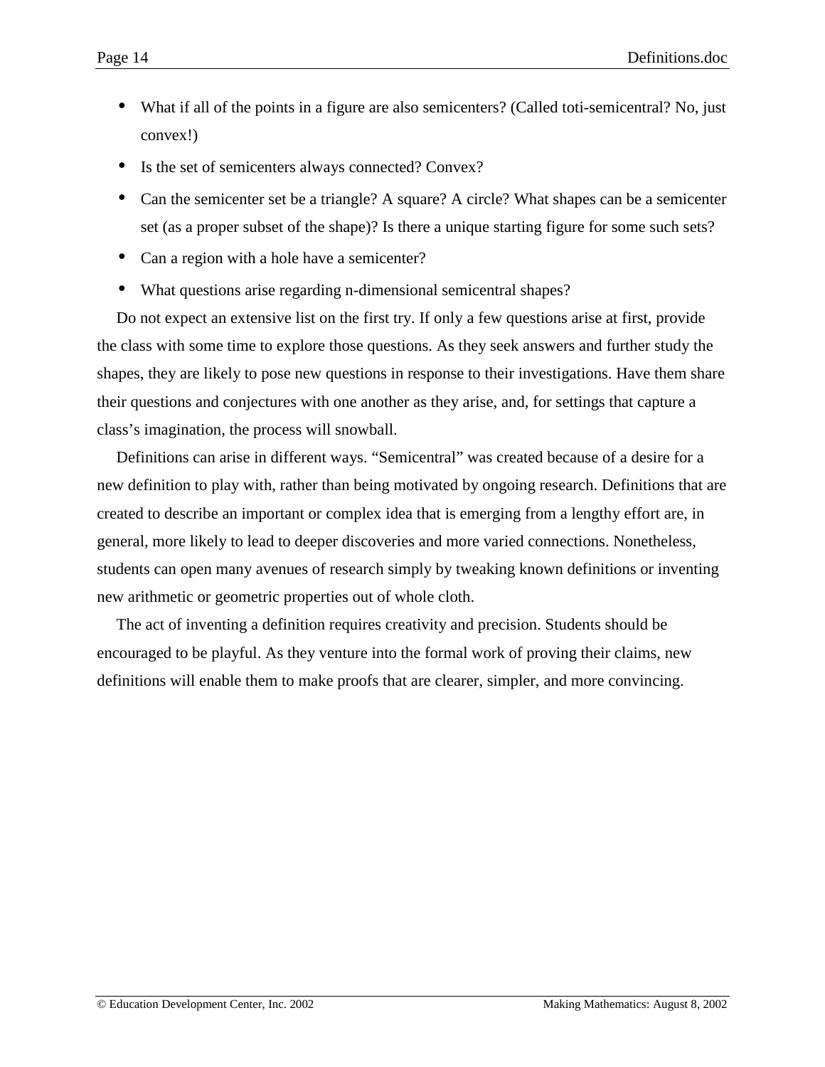- What if all of the points in a figure are also semicenters? (Called toti-semicentral? No, just convex!)
- Is the set of semicenters always connected? Convex?
- Can the semicenter set be a triangle? A square? A circle? What shapes can be a semicenter set (as a proper subset of the shape)? Is there a unique starting figure for some such sets?
- Can a region with a hole have a semicenter?
- What questions arise regarding n-dimensional semicentral shapes?

Do not expect an extensive list on the first try. If only a few questions arise at first, provide the class with some time to explore those questions. As they seek answers and further study the shapes, they are likely to pose new questions in response to their investigations. Have them share their questions and conjectures with one another as they arise, and, for settings that capture a class's imagination, the process will snowball.

Definitions can arise in different ways. "Semicentral" was created because of a desire for a new definition to play with, rather than being motivated by ongoing research. Definitions that are created to describe an important or complex idea that is emerging from a lengthy effort are, in general, more likely to lead to deeper discoveries and more varied connections. Nonetheless, students can open many avenues of research simply by tweaking known definitions or inventing new arithmetic or geometric properties out of whole cloth.

The act of inventing a definition requires creativity and precision. Students should be encouraged to be playful. As they venture into the formal work of proving their claims, new definitions will enable them to make proofs that are clearer, simpler, and more convincing.